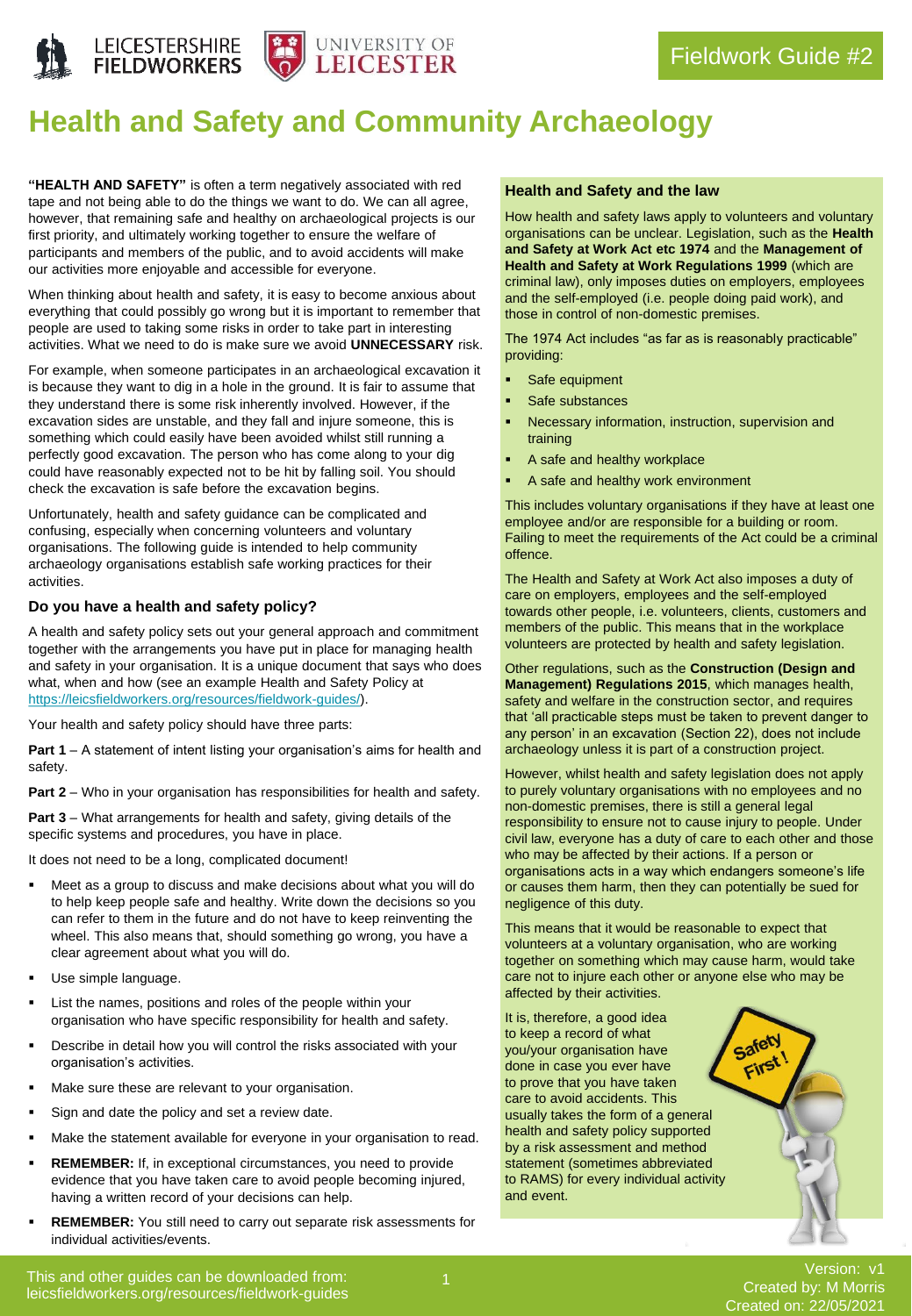Fieldwork Guide #2

# Health and Safety and Community Archaeology

**"HEALTH AND SAFETY"** is often a term negatively associated with red tape and not being able to do the things we want to do. We can all agree, however, that remaining safe and healthy on archaeological projects is our first priority, and ultimately working together to ensure the welfare of participants and members of the public, and to avoid accidents will make our activities more enjoyable and accessible for everyone.

When thinking about health and safety, it is easy to become anxious about everything that could possibly go wrong but it is important to remember that people are used to taking some risks in order to take part in interesting activities. What we need to do is make sure we avoid **UNNECESSARY** risk.

For example, when someone participates in an archaeological excavation it is because they want to dig in a hole in the ground. It is fair to assume that they understand there is some risk inherently involved. However, if the excavation sides are unstable, and they fall and injure someone, this is something which could easily have been avoided whilst still running a perfectly good excavation. The person who has come along to your dig could have reasonably expected not to be hit by falling soil. You should check the excavation is safe before the excavation begins.

Unfortunately, health and safety guidance can be complicated and confusing, especially when concerning volunteers and voluntary organisations. The following guide is intended to help community archaeology organisations establish safe working practices for their activities.

### Do you have a health and safety policy?

A health and safety policy sets out your general approach and commitment together with the arrangements you have put in place for managing health and safety in your organisation. It is a unique document that says who does what, when and how (see an example Health and Safety Policy at https://leicsfieldworkers.org/resources/fieldwork-guides/).

Your health and safety policy should have three parts:

**Part 1** – A statement of intent listing your organisation's aims for health and safety.

**Part 2** – Who in your organisation has responsibilities for health and safety.

**Part 3** – What arrangements for health and safety, giving details of the specific systems and procedures, you have in place.

It does not need to be a long, complicated document!

- Meet as a group to discuss and make decisions about what you will do to help keep people safe and healthy. Write down the decisions so you can refer to them in the future and do not have to keep reinventing the wheel. This also means that, should something go wrong, you have a clear agreement about what you will do.
- Use simple language.
- List the names, positions and roles of the people within your organisation who have specific responsibility for health and safety.
- Describe in detail how you will control the risks associated with your organisation's activities.
- Make sure these are relevant to your organisation.
- Sign and date the policy and set a review date.
- Make the statement available for everyone in your organisation to read.
- **REMEMBER:** If, in exceptional circumstances, you need to provide evidence that you have taken care to avoid people becoming injured, having a written record of your decisions can help.
- **REMEMBER:** You still need to carry out separate risk assessments for individual activities/events.

### Health and Safety and the law

How health and safety laws apply to volunteers and voluntary organisations can be unclear. Legislation, such as the **Health and Safety at Work Act etc 1974** and the **Management of Health and Safety at Work Regulations 1999** (which are criminal law), only imposes duties on employers, employees and the self-employed (i.e. people doing paid work), and those in control of non-domestic premises.

The 1974 Act includes "as far as is reasonably practicable" providing:

- Safe equipment
- Safe substances
- Necessary information, instruction, supervision and training
- A safe and healthy workplace
- A safe and healthy work environment

This includes voluntary organisations if they have at least one employee and/or are responsible for a building or room. Failing to meet the requirements of the Act could be a criminal offence.

The Health and Safety at Work Act also imposes a duty of care on employers, employees and the self-employed towards other people, i.e. volunteers, clients, customers and members of the public. This means that in the workplace volunteers are protected by health and safety legislation.

Other regulations, such as the **Construction (Design and Management) Regulations 2015**, which manages health, safety and welfare in the construction sector, and requires that 'all practicable steps must be taken to prevent danger to any person' in an excavation (Section 22), does not include archaeology unless it is part of a construction project.

However, whilst health and safety legislation does not apply to purely voluntary organisations with no employees and no non-domestic premises, there is still a general legal responsibility to ensure not to cause injury to people. Under civil law, everyone has a duty of care to each other and those who may be affected by their actions. If a person or organisations acts in a way which endangers someone's life or causes them harm, then they can potentially be sued for negligence of this duty.

This means that it would be reasonable to expect that volunteers at a voluntary organisation, who are working together on something which may cause harm, would take care not to injure each other or anyone else who may be affected by their activities.

It is, therefore, a good idea to keep a record of what you/your organisation have done in case you ever have to prove that you have taken care to avoid accidents. This usually takes the form of a general health and safety policy supported by a risk assessment and method statement (sometimes abbreviated to RAMS) for every individual activity and event.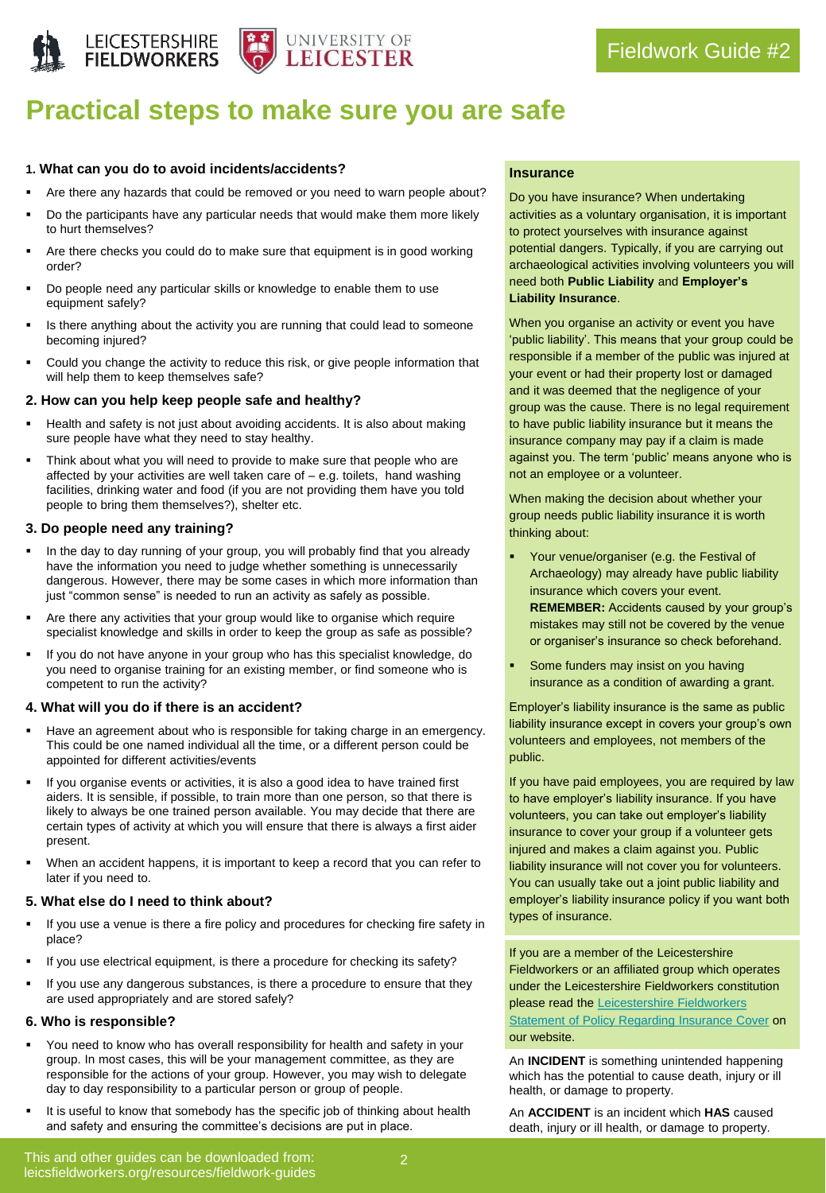Fieldwork Guide #2

# Practical steps to make sure you are safe

### 1. What can you do to avoid incidents/accidents?

- Are there any hazards that could be removed or you need to warn people about?
- Do the participants have any particular needs that would make them more likely to hurt themselves?
- Are there checks you could do to make sure that equipment is in good working order?
- Do people need any particular skills or knowledge to enable them to use equipment safely?
- Is there anything about the activity you are running that could lead to someone becoming injured?
- Could you change the activity to reduce this risk, or give people information that will help them to keep themselves safe?

### 2. How can you help keep people safe and healthy?

- Health and safety is not just about avoiding accidents. It is also about making sure people have what they need to stay healthy.
- Think about what you will need to provide to make sure that people who are affected by your activities are well taken care of – e.g. toilets, hand washing facilities, drinking water and food (if you are not providing them have you told people to bring them themselves?), shelter etc.

### 3. Do people need any training?

- In the day to day running of your group, you will probably find that you already have the information you need to judge whether something is unnecessarily dangerous. However, there may be some cases in which more information than just "common sense" is needed to run an activity as safely as possible.
- Are there any activities that your group would like to organise which require specialist knowledge and skills in order to keep the group as safe as possible?
- If you do not have anyone in your group who has this specialist knowledge, do you need to organise training for an existing member, or find someone who is competent to run the activity?

### 4. What will you do if there is an accident?

- Have an agreement about who is responsible for taking charge in an emergency. This could be one named individual all the time, or a different person could be appointed for different activities/events
- If you organise events or activities, it is also a good idea to have trained first aiders. It is sensible, if possible, to train more than one person, so that there is likely to always be one trained person available. You may decide that there are certain types of activity at which you will ensure that there is always a first aider present.
- When an accident happens, it is important to keep a record that you can refer to later if you need to.

### 5. What else do I need to think about?

- If you use a venue is there a fire policy and procedures for checking fire safety in place?
- If you use electrical equipment, is there a procedure for checking its safety?
- If you use any dangerous substances, is there a procedure to ensure that they are used appropriately and are stored safely?

### 6. Who is responsible?

- You need to know who has overall responsibility for health and safety in your group. In most cases, this will be your management committee, as they are responsible for the actions of your group. However, you may wish to delegate day to day responsibility to a particular person or group of people.
- It is useful to know that somebody has the specific job of thinking about health and safety and ensuring the committee's decisions are put in place.

### Insurance

Do you have insurance? When undertaking activities as a voluntary organisation, it is important to protect yourselves with insurance against potential dangers. Typically, if you are carrying out archaeological activities involving volunteers you will need both **Public Liability** and **Employer's Liability Insurance**.

When you organise an activity or event you have 'public liability'. This means that your group could be responsible if a member of the public was injured at your event or had their property lost or damaged and it was deemed that the negligence of your group was the cause. There is no legal requirement to have public liability insurance but it means the insurance company may pay if a claim is made against you. The term 'public' means anyone who is not an employee or a volunteer.

When making the decision about whether your group needs public liability insurance it is worth thinking about:

- Your venue/organiser (e.g. the Festival of Archaeology) may already have public liability insurance which covers your event. **REMEMBER:** Accidents caused by your group's mistakes may still not be covered by the venue or organiser's insurance so check beforehand.
- Some funders may insist on you having insurance as a condition of awarding a grant.

Employer's liability insurance is the same as public liability insurance except in covers your group's own volunteers and employees, not members of the public.

If you have paid employees, you are required by law to have employer's liability insurance. If you have volunteers, you can take out employer's liability insurance to cover your group if a volunteer gets injured and makes a claim against you. Public liability insurance will not cover you for volunteers. You can usually take out a joint public liability and employer's liability insurance policy if you want both types of insurance.

If you are a member of the Leicestershire Fieldworkers or an affiliated group which operates under the Leicestershire Fieldworkers constitution please read the Leicestershire Fieldworkers Statement of Policy Regarding Insurance Cover on our website.

An **INCIDENT** is something unintended happening which has the potential to cause death, injury or ill health, or damage to property.

An **ACCIDENT** is an incident which **HAS** caused death, injury or ill health, or damage to property.

This and other guides can be downloaded from: leicsfieldworkers.org/resources/fieldwork-guides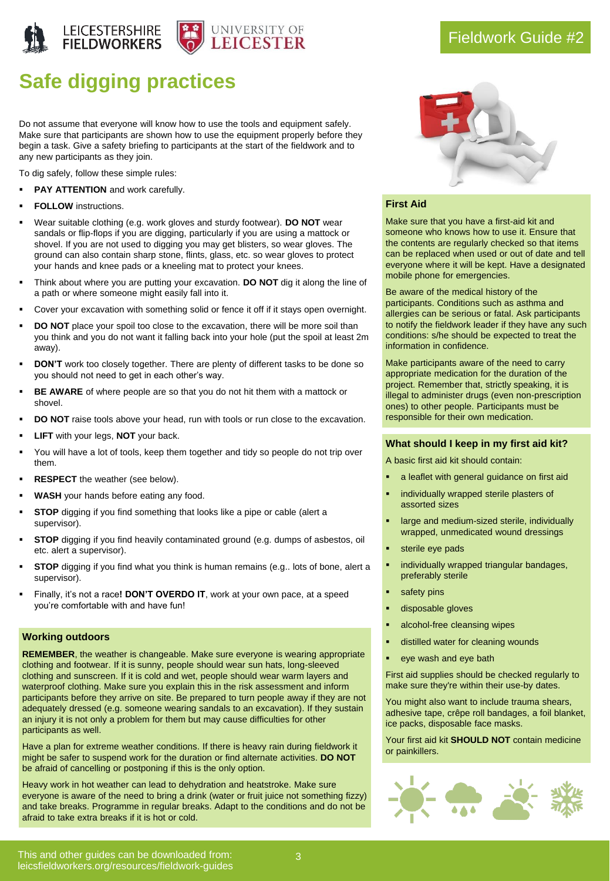# Safe digging practices

Do not assume that everyone will know how to use the tools and equipment safely. Make sure that participants are shown how to use the equipment properly before they begin a task. Give a safety briefing to participants at the start of the fieldwork and to any new participants as they join.

To dig safely, follow these simple rules:

- **PAY ATTENTION** and work carefully.
- **FOLLOW** instructions.
- Wear suitable clothing (e.g. work gloves and sturdy footwear). **DO NOT** wear sandals or flip-flops if you are digging, particularly if you are using a mattock or shovel. If you are not used to digging you may get blisters, so wear gloves. The ground can also contain sharp stone, flints, glass, etc. so wear gloves to protect your hands and knee pads or a kneeling mat to protect your knees.
- Think about where you are putting your excavation. **DO NOT** dig it along the line of a path or where someone might easily fall into it.
- Cover your excavation with something solid or fence it off if it stays open overnight.
- **DO NOT** place your spoil too close to the excavation, there will be more soil than you think and you do not want it falling back into your hole (put the spoil at least 2m away).
- **DON'T** work too closely together. There are plenty of different tasks to be done so you should not need to get in each other's way.
- **BE AWARE** of where people are so that you do not hit them with a mattock or shovel.
- **DO NOT** raise tools above your head, run with tools or run close to the excavation.
- **LIFT** with your legs, **NOT** your back.
- You will have a lot of tools, keep them together and tidy so people do not trip over them.
- **RESPECT** the weather (see below).
- **WASH** your hands before eating any food.
- **STOP** digging if you find something that looks like a pipe or cable (alert a supervisor).
- **STOP** digging if you find heavily contaminated ground (e.g. dumps of asbestos, oil etc. alert a supervisor).
- **STOP** digging if you find what you think is human remains (e.g.. lots of bone, alert a supervisor).
- Finally, it's not a race**! DON'T OVERDO IT**, work at your own pace, at a speed you're comfortable with and have fun!

### Working outdoors

**REMEMBER**, the weather is changeable. Make sure everyone is wearing appropriate clothing and footwear. If it is sunny, people should wear sun hats, long-sleeved clothing and sunscreen. If it is cold and wet, people should wear warm layers and waterproof clothing. Make sure you explain this in the risk assessment and inform participants before they arrive on site. Be prepared to turn people away if they are not adequately dressed (e.g. someone wearing sandals to an excavation). If they sustain an injury it is not only a problem for them but may cause difficulties for other participants as well.

Have a plan for extreme weather conditions. If there is heavy rain during fieldwork it might be safer to suspend work for the duration or find alternate activities. **DO NOT** be afraid of cancelling or postponing if this is the only option.

Heavy work in hot weather can lead to dehydration and heatstroke. Make sure everyone is aware of the need to bring a drink (water or fruit juice not something fizzy) and take breaks. Programme in regular breaks. Adapt to the conditions and do not be afraid to take extra breaks if it is hot or cold.

### First Aid

Make sure that you have a first-aid kit and someone who knows how to use it. Ensure that the contents are regularly checked so that items can be replaced when used or out of date and tell everyone where it will be kept. Have a designated mobile phone for emergencies.

Be aware of the medical history of the participants. Conditions such as asthma and allergies can be serious or fatal. Ask participants to notify the fieldwork leader if they have any such conditions: s/he should be expected to treat the information in confidence.

Make participants aware of the need to carry appropriate medication for the duration of the project. Remember that, strictly speaking, it is illegal to administer drugs (even non-prescription ones) to other people. Participants must be responsible for their own medication.

### What should I keep in my first aid kit?

A basic first aid kit should contain:

- a leaflet with general guidance on first aid
- individually wrapped sterile plasters of assorted sizes
- large and medium-sized sterile, individually wrapped, unmedicated wound dressings
- sterile eye pads
- individually wrapped triangular bandages, preferably sterile
- safety pins
- disposable gloves
- alcohol-free cleansing wipes
- distilled water for cleaning wounds
- eye wash and eye bath

First aid supplies should be checked regularly to make sure they're within their use-by dates.

You might also want to include trauma shears, adhesive tape, crêpe roll bandages, a foil blanket, ice packs, disposable face masks.

Your first aid kit **SHOULD NOT** contain medicine or painkillers.

This and other guides can be downloaded from: leicsfieldworkers.org/resources/fieldwork-guides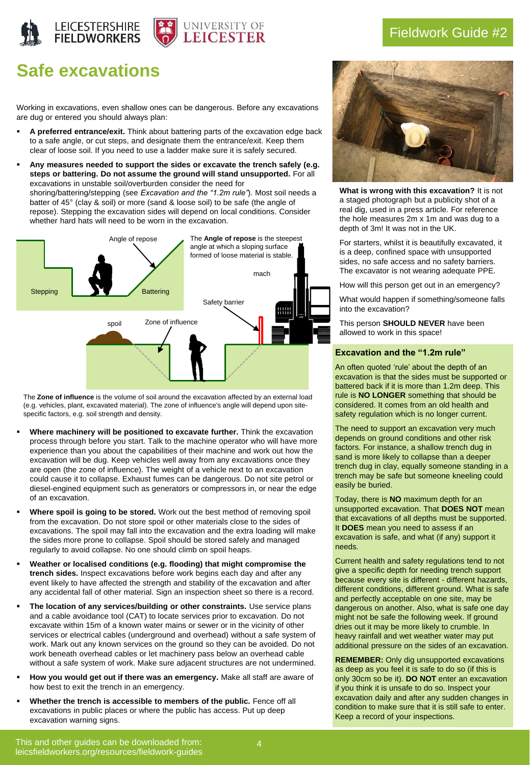Fieldwork Guide #2

# Safe excavations

Working in excavations, even shallow ones can be dangerous. Before any excavations are dug or entered you should always plan:

- **A preferred entrance/exit.** Think about battering parts of the excavation edge back to a safe angle, or cut steps, and designate them the entrance/exit. Keep them clear of loose soil. If you need to use a ladder make sure it is safely secured.
- **Any measures needed to support the sides or excavate the trench safely (e.g. steps or battering. Do not assume the ground will stand unsupported.** For all excavations in unstable soil/overburden consider the need for shoring/battering/stepping (see *Excavation and the "1.2m rule"*). Most soil needs a batter of 45° (clay & soil) or more (sand & loose soil) to be safe (the angle of repose). Stepping the excavation sides will depend on local conditions. Consider whether hard hats will need to be worn in the excavation.

Angle of repose

The **Angle of repose** is the steepest angle at which a sloping surface formed of loose material is stable.

Stepping

Battering

mach

Safety barrier

spoil

Zone of influence

The **Zone of influence** is the volume of soil around the excavation affected by an external load (e.g. vehicles, plant, excavated material). The zone of influence's angle will depend upon site-specific factors, e.g. soil strength and density.

- **Where machinery will be positioned to excavate further.** Think the excavation process through before you start. Talk to the machine operator who will have more experience than you about the capabilities of their machine and work out how the excavation will be dug. Keep vehicles well away from any excavations once they are open (the zone of influence). The weight of a vehicle next to an excavation could cause it to collapse. Exhaust fumes can be dangerous. Do not site petrol or diesel-engined equipment such as generators or compressors in, or near the edge of an excavation.
- **Where spoil is going to be stored.** Work out the best method of removing spoil from the excavation. Do not store spoil or other materials close to the sides of excavations. The spoil may fall into the excavation and the extra loading will make the sides more prone to collapse. Spoil should be stored safely and managed regularly to avoid collapse. No one should climb on spoil heaps.
- **Weather or localised conditions (e.g. flooding) that might compromise the trench sides.** Inspect excavations before work begins each day and after any event likely to have affected the strength and stability of the excavation and after any accidental fall of other material. Sign an inspection sheet so there is a record.
- **The location of any services/building or other constraints.** Use service plans and a cable avoidance tool (CAT) to locate services prior to excavation. Do not excavate within 15m of a known water mains or sewer or in the vicinity of other services or electrical cables (underground and overhead) without a safe system of work. Mark out any known services on the ground so they can be avoided. Do not work beneath overhead cables or let machinery pass below an overhead cable without a safe system of work. Make sure adjacent structures are not undermined.
- **How you would get out if there was an emergency.** Make all staff are aware of how best to exit the trench in an emergency.
- **Whether the trench is accessible to members of the public.** Fence off all excavations in public places or where the public has access. Put up deep excavation warning signs.

**What is wrong with this excavation?** It is not a staged photograph but a publicity shot of a real dig, used in a press article. For reference the hole measures 2m x 1m and was dug to a depth of 3m! It was not in the UK.

For starters, whilst it is beautifully excavated, it is a deep, confined space with unsupported sides, no safe access and no safety barriers. The excavator is not wearing adequate PPE.

How will this person get out in an emergency?

What would happen if something/someone falls into the excavation?

This person **SHOULD NEVER** have been allowed to work in this space!

### Excavation and the "1.2m rule"

An often quoted 'rule' about the depth of an excavation is that the sides must be supported or battered back if it is more than 1.2m deep. This rule is **NO LONGER** something that should be considered. It comes from an old health and safety regulation which is no longer current.

The need to support an excavation very much depends on ground conditions and other risk factors. For instance, a shallow trench dug in sand is more likely to collapse than a deeper trench dug in clay, equally someone standing in a trench may be safe but someone kneeling could easily be buried.

Today, there is **NO** maximum depth for an unsupported excavation. That **DOES NOT** mean that excavations of all depths must be supported. It **DOES** mean you need to assess if an excavation is safe, and what (if any) support it needs.

Current health and safety regulations tend to not give a specific depth for needing trench support because every site is different - different hazards, different conditions, different ground. What is safe and perfectly acceptable on one site, may be dangerous on another. Also, what is safe one day might not be safe the following week. If ground dries out it may be more likely to crumble. In heavy rainfall and wet weather water may put additional pressure on the sides of an excavation.

**REMEMBER:** Only dig unsupported excavations as deep as you feel it is safe to do so (if this is only 30cm so be it). **DO NOT** enter an excavation if you think it is unsafe to do so. Inspect your excavation daily and after any sudden changes in condition to make sure that it is still safe to enter. Keep a record of your inspections.

This and other guides can be downloaded from: leicsfieldworkers.org/resources/fieldwork-guides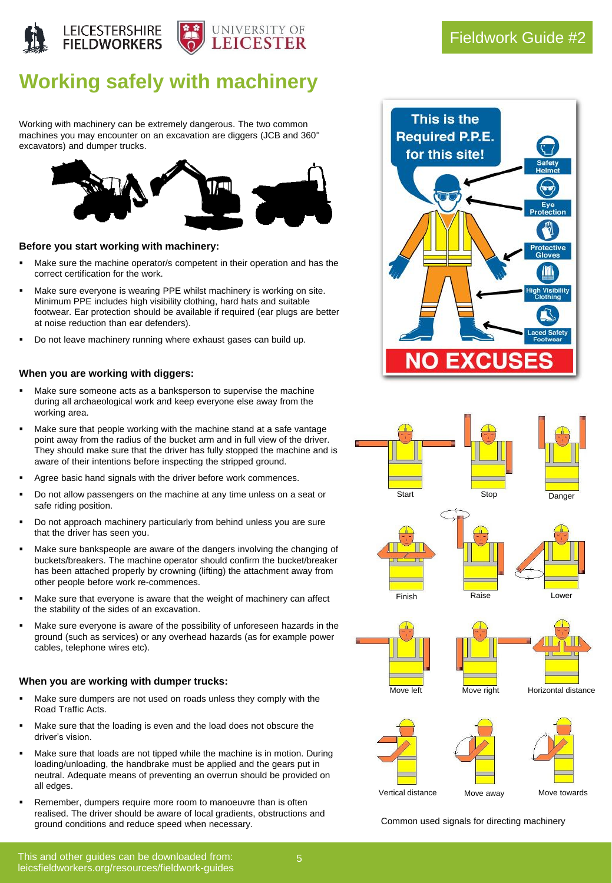# Working safely with machinery

Working with machinery can be extremely dangerous. The two common machines you may encounter on an excavation are diggers (JCB and 360° excavators) and dumper trucks.

### Before you start working with machinery:

- Make sure the machine operator/s competent in their operation and has the correct certification for the work.
- Make sure everyone is wearing PPE whilst machinery is working on site. Minimum PPE includes high visibility clothing, hard hats and suitable footwear. Ear protection should be available if required (ear plugs are better at noise reduction than ear defenders).
- Do not leave machinery running where exhaust gases can build up.

### When you are working with diggers:

- Make sure someone acts as a banksperson to supervise the machine during all archaeological work and keep everyone else away from the working area.
- Make sure that people working with the machine stand at a safe vantage point away from the radius of the bucket arm and in full view of the driver. They should make sure that the driver has fully stopped the machine and is aware of their intentions before inspecting the stripped ground.
- Agree basic hand signals with the driver before work commences.
- Do not allow passengers on the machine at any time unless on a seat or safe riding position.
- Do not approach machinery particularly from behind unless you are sure that the driver has seen you.
- Make sure bankspeople are aware of the dangers involving the changing of buckets/breakers. The machine operator should confirm the bucket/breaker has been attached properly by crowning (lifting) the attachment away from other people before work re-commences.
- Make sure that everyone is aware that the weight of machinery can affect the stability of the sides of an excavation.
- Make sure everyone is aware of the possibility of unforeseen hazards in the ground (such as services) or any overhead hazards (as for example power cables, telephone wires etc).

### When you are working with dumper trucks:

- Make sure dumpers are not used on roads unless they comply with the Road Traffic Acts.
- Make sure that the loading is even and the load does not obscure the driver's vision.
- Make sure that loads are not tipped while the machine is in motion. During loading/unloading, the handbrake must be applied and the gears put in neutral. Adequate means of preventing an overrun should be provided on all edges.
- Remember, dumpers require more room to manoeuvre than is often realised. The driver should be aware of local gradients, obstructions and ground conditions and reduce speed when necessary.

This is the Required P.P.E. for this site!

Safety Helmet — Eye Protection — Protective Gloves — High Visibility Clothing — Laced Safety Footwear

NO EXCUSES

Start — Stop — Danger — Finish — Raise — Lower — Move left — Move right — Horizontal distance — Vertical distance — Move away — Move towards

Common used signals for directing machinery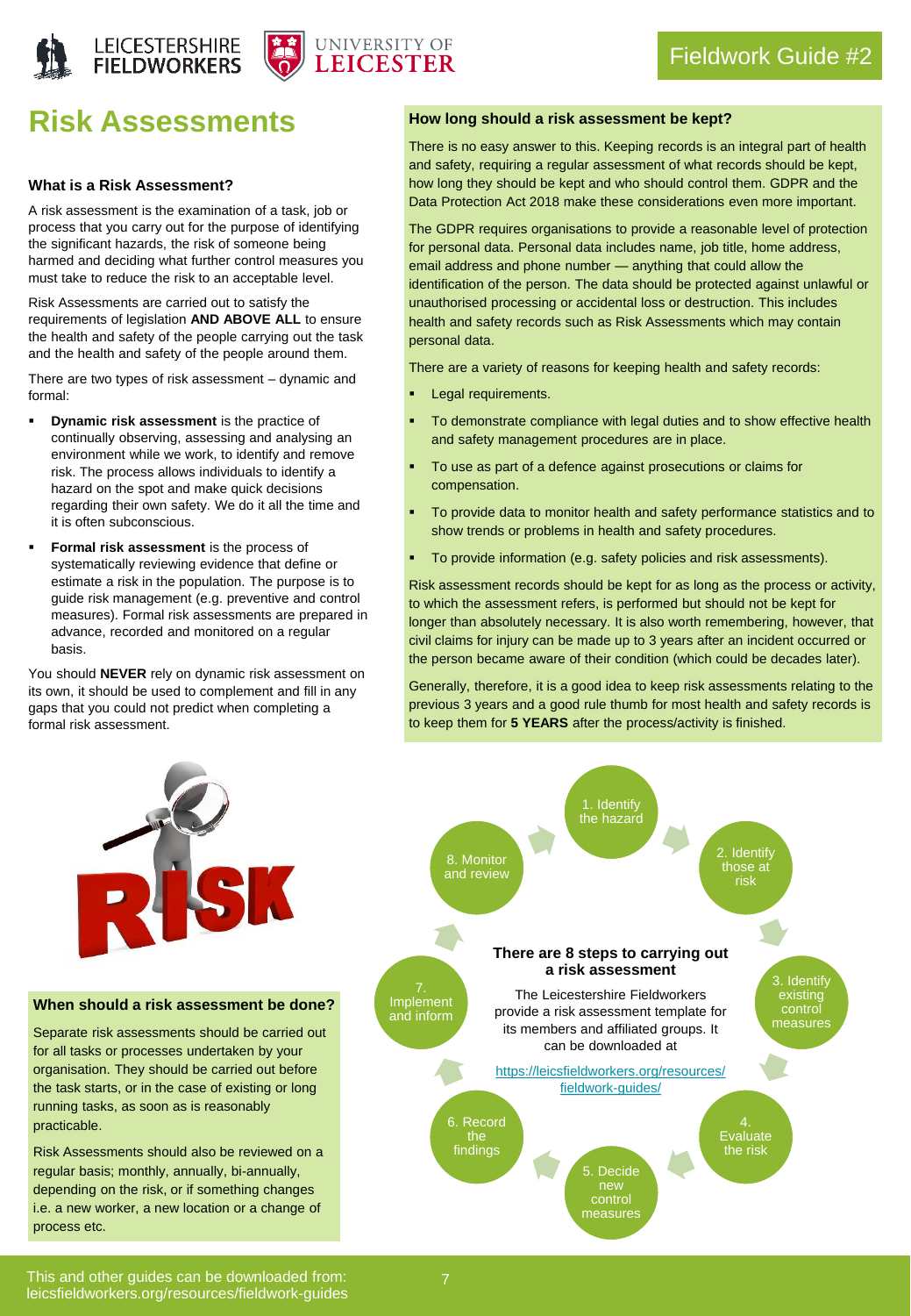Fieldwork Guide #2

# Risk Assessments

### What is a Risk Assessment?

A risk assessment is the examination of a task, job or process that you carry out for the purpose of identifying the significant hazards, the risk of someone being harmed and deciding what further control measures you must take to reduce the risk to an acceptable level.

Risk Assessments are carried out to satisfy the requirements of legislation **AND ABOVE ALL** to ensure the health and safety of the people carrying out the task and the health and safety of the people around them.

There are two types of risk assessment – dynamic and formal:

- **Dynamic risk assessment** is the practice of continually observing, assessing and analysing an environment while we work, to identify and remove risk. The process allows individuals to identify a hazard on the spot and make quick decisions regarding their own safety. We do it all the time and it is often subconscious.
- **Formal risk assessment** is the process of systematically reviewing evidence that define or estimate a risk in the population. The purpose is to guide risk management (e.g. preventive and control measures). Formal risk assessments are prepared in advance, recorded and monitored on a regular basis.

You should **NEVER** rely on dynamic risk assessment on its own, it should be used to complement and fill in any gaps that you could not predict when completing a formal risk assessment.

### How long should a risk assessment be kept?

There is no easy answer to this. Keeping records is an integral part of health and safety, requiring a regular assessment of what records should be kept, how long they should be kept and who should control them. GDPR and the Data Protection Act 2018 make these considerations even more important.

The GDPR requires organisations to provide a reasonable level of protection for personal data. Personal data includes name, job title, home address, email address and phone number — anything that could allow the identification of the person. The data should be protected against unlawful or unauthorised processing or accidental loss or destruction. This includes health and safety records such as Risk Assessments which may contain personal data.

There are a variety of reasons for keeping health and safety records:

- Legal requirements.
- To demonstrate compliance with legal duties and to show effective health and safety management procedures are in place.
- To use as part of a defence against prosecutions or claims for compensation.
- To provide data to monitor health and safety performance statistics and to show trends or problems in health and safety procedures.
- To provide information (e.g. safety policies and risk assessments).

Risk assessment records should be kept for as long as the process or activity, to which the assessment refers, is performed but should not be kept for longer than absolutely necessary. It is also worth remembering, however, that civil claims for injury can be made up to 3 years after an incident occurred or the person became aware of their condition (which could be decades later).

Generally, therefore, it is a good idea to keep risk assessments relating to the previous 3 years and a good rule thumb for most health and safety records is to keep them for **5 YEARS** after the process/activity is finished.

### When should a risk assessment be done?

Separate risk assessments should be carried out for all tasks or processes undertaken by your organisation. They should be carried out before the task starts, or in the case of existing or long running tasks, as soon as is reasonably practicable.

Risk Assessments should also be reviewed on a regular basis; monthly, annually, bi-annually, depending on the risk, or if something changes i.e. a new worker, a new location or a change of process etc.

### There are 8 steps to carrying out a risk assessment

1. Identify the hazard
2. Identify those at risk
3. Identify existing control measures
4. Evaluate the risk
5. Decide new control measures
6. Record the findings
7. Implement and inform
8. Monitor and review

The Leicestershire Fieldworkers provide a risk assessment template for its members and affiliated groups. It can be downloaded at https://leicsfieldworkers.org/resources/fieldwork-guides/

This and other guides can be downloaded from: leicsfieldworkers.org/resources/fieldwork-guides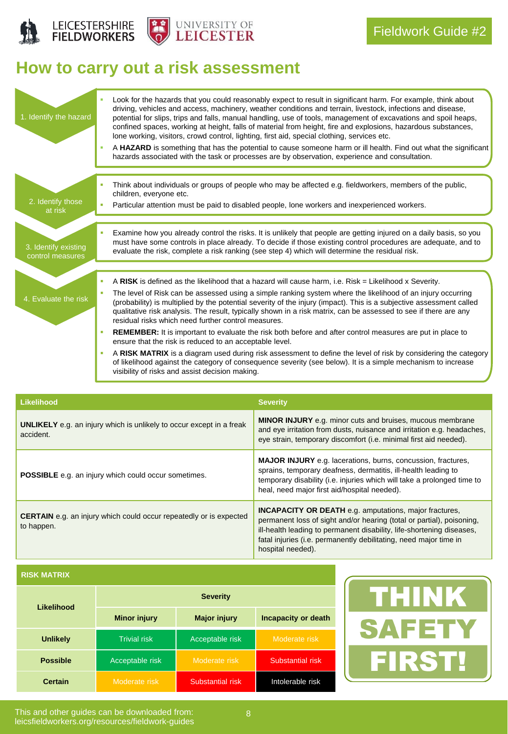LEICESTERSHIRE FIELDWORKERS | UNIVERSITY OF LEICESTER

Fieldwork Guide #2

# How to carry out a risk assessment

### 1. Identify the hazard

- Look for the hazards that you could reasonably expect to result in significant harm. For example, think about driving, vehicles and access, machinery, weather conditions and terrain, livestock, infections and disease, potential for slips, trips and falls, manual handling, use of tools, management of excavations and spoil heaps, confined spaces, working at height, falls of material from height, fire and explosions, hazardous substances, lone working, visitors, crowd control, lighting, first aid, special clothing, services etc.
- A **HAZARD** is something that has the potential to cause someone harm or ill health. Find out what the significant hazards associated with the task or processes are by observation, experience and consultation.

### 2. Identify those at risk

- Think about individuals or groups of people who may be affected e.g. fieldworkers, members of the public, children, everyone etc.
- Particular attention must be paid to disabled people, lone workers and inexperienced workers.

### 3. Identify existing control measures

- Examine how you already control the risks. It is unlikely that people are getting injured on a daily basis, so you must have some controls in place already. To decide if those existing control procedures are adequate, and to evaluate the risk, complete a risk ranking (see step 4) which will determine the residual risk.

### 4. Evaluate the risk

- A **RISK** is defined as the likelihood that a hazard will cause harm, i.e. Risk = Likelihood x Severity.
- The level of Risk can be assessed using a simple ranking system where the likelihood of an injury occurring (probability) is multiplied by the potential severity of the injury (impact). This is a subjective assessment called qualitative risk analysis. The result, typically shown in a risk matrix, can be assessed to see if there are any residual risks which need further control measures.
- **REMEMBER:** It is important to evaluate the risk both before and after control measures are put in place to ensure that the risk is reduced to an acceptable level.
- A **RISK MATRIX** is a diagram used during risk assessment to define the level of risk by considering the category of likelihood against the category of consequence severity (see below). It is a simple mechanism to increase visibility of risks and assist decision making.

| Likelihood | Severity |
|---|---|
| **UNLIKELY** e.g. an injury which is unlikely to occur except in a freak accident. | **MINOR INJURY** e.g. minor cuts and bruises, mucous membrane and eye irritation from dusts, nuisance and irritation e.g. headaches, eye strain, temporary discomfort (i.e. minimal first aid needed). |
| **POSSIBLE** e.g. an injury which could occur sometimes. | **MAJOR INJURY** e.g. lacerations, burns, concussion, fractures, sprains, temporary deafness, dermatitis, ill-health leading to temporary disability (i.e. injuries which will take a prolonged time to heal, need major first aid/hospital needed). |
| **CERTAIN** e.g. an injury which could occur repeatedly or is expected to happen. | **INCAPACITY OR DEATH** e.g. amputations, major fractures, permanent loss of sight and/or hearing (total or partial), poisoning, ill-health leading to permanent disability, life-shortening diseases, fatal injuries (i.e. permanently debilitating, need major time in hospital needed). |

**RISK MATRIX**

| Likelihood | Severity | | |
|---|---|---|---|
| | **Minor injury** | **Major injury** | **Incapacity or death** |
| **Unlikely** | Trivial risk | Acceptable risk | Moderate risk |
| **Possible** | Acceptable risk | Moderate risk | Substantial risk |
| **Certain** | Moderate risk | Substantial risk | Intolerable risk |

**THINK SAFETY FIRST!**

This and other guides can be downloaded from: leicsfieldworkers.org/resources/fieldwork-guides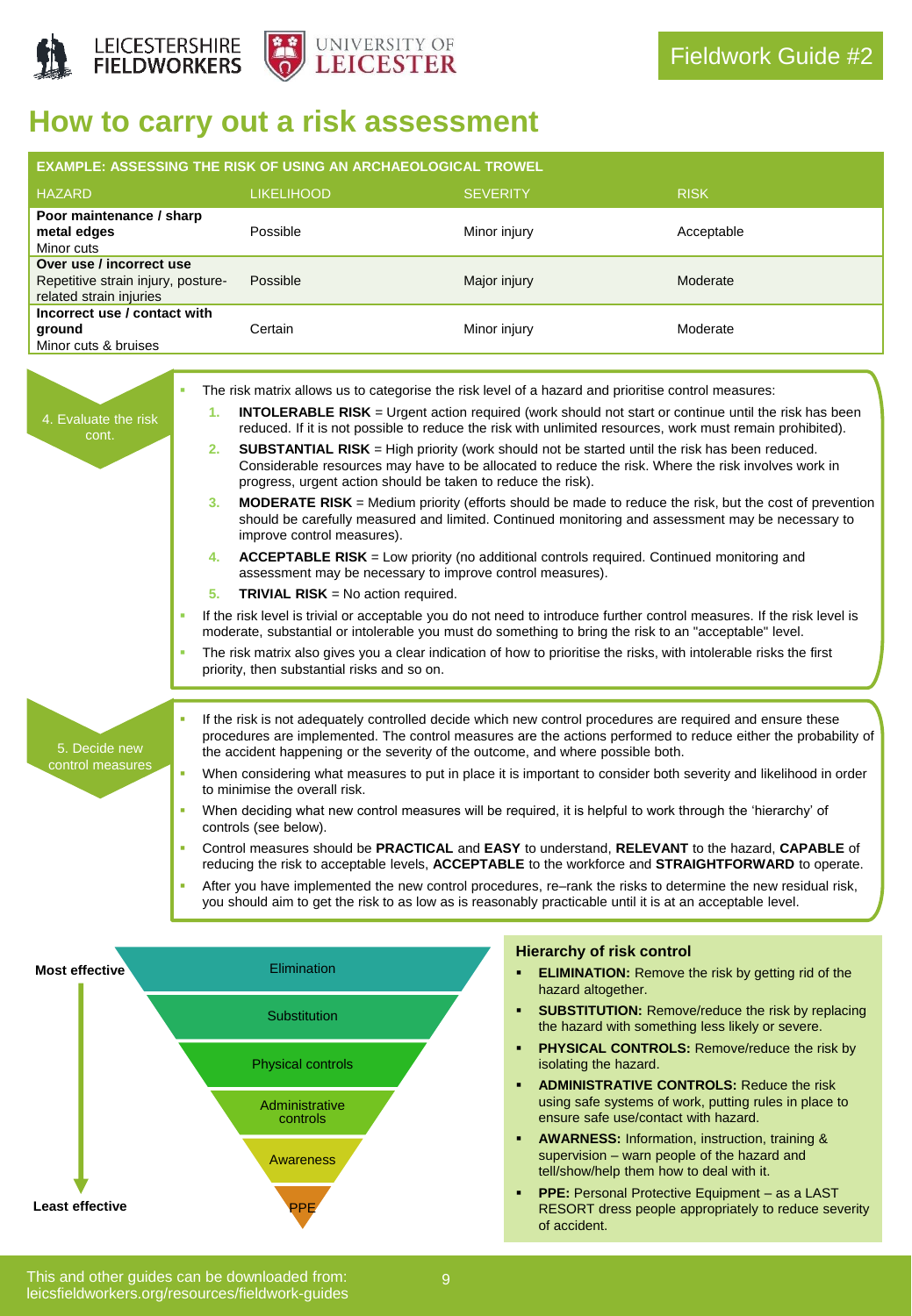# How to carry out a risk assessment

| EXAMPLE: ASSESSING THE RISK OF USING AN ARCHAEOLOGICAL TROWEL | | | |
|---|---|---|---|
| HAZARD | LIKELIHOOD | SEVERITY | RISK |
| **Poor maintenance / sharp metal edges** Minor cuts | Possible | Minor injury | Acceptable |
| **Over use / incorrect use** Repetitive strain injury, posture-related strain injuries | Possible | Major injury | Moderate |
| **Incorrect use / contact with ground** Minor cuts & bruises | Certain | Minor injury | Moderate |

## 4. Evaluate the risk cont.

- The risk matrix allows us to categorise the risk level of a hazard and prioritise control measures:
  1. **INTOLERABLE RISK** = Urgent action required (work should not start or continue until the risk has been reduced. If it is not possible to reduce the risk with unlimited resources, work must remain prohibited).
  2. **SUBSTANTIAL RISK** = High priority (work should not be started until the risk has been reduced. Considerable resources may have to be allocated to reduce the risk. Where the risk involves work in progress, urgent action should be taken to reduce the risk).
  3. **MODERATE RISK** = Medium priority (efforts should be made to reduce the risk, but the cost of prevention should be carefully measured and limited. Continued monitoring and assessment may be necessary to improve control measures).
  4. **ACCEPTABLE RISK** = Low priority (no additional controls required. Continued monitoring and assessment may be necessary to improve control measures).
  5. **TRIVIAL RISK** = No action required.
- If the risk level is trivial or acceptable you do not need to introduce further control measures. If the risk level is moderate, substantial or intolerable you must do something to bring the risk to an "acceptable" level.
- The risk matrix also gives you a clear indication of how to prioritise the risks, with intolerable risks the first priority, then substantial risks and so on.

## 5. Decide new control measures

- If the risk is not adequately controlled decide which new control procedures are required and ensure these procedures are implemented. The control measures are the actions performed to reduce either the probability of the accident happening or the severity of the outcome, and where possible both.
- When considering what measures to put in place it is important to consider both severity and likelihood in order to minimise the overall risk.
- When deciding what new control measures will be required, it is helpful to work through the 'hierarchy' of controls (see below).
- Control measures should be **PRACTICAL** and **EASY** to understand, **RELEVANT** to the hazard, **CAPABLE** of reducing the risk to acceptable levels, **ACCEPTABLE** to the workforce and **STRAIGHTFORWARD** to operate.
- After you have implemented the new control procedures, re–rank the risks to determine the new residual risk, you should aim to get the risk to as low as is reasonably practicable until it is at an acceptable level.

**Most effective**

- Elimination
- Substitution
- Physical controls
- Administrative controls
- Awareness
- PPE

**Least effective**

### Hierarchy of risk control

- **ELIMINATION:** Remove the risk by getting rid of the hazard altogether.
- **SUBSTITUTION:** Remove/reduce the risk by replacing the hazard with something less likely or severe.
- **PHYSICAL CONTROLS:** Remove/reduce the risk by isolating the hazard.
- **ADMINISTRATIVE CONTROLS:** Reduce the risk using safe systems of work, putting rules in place to ensure safe use/contact with hazard.
- **AWARNESS:** Information, instruction, training & supervision – warn people of the hazard and tell/show/help them how to deal with it.
- **PPE:** Personal Protective Equipment – as a LAST RESORT dress people appropriately to reduce severity of accident.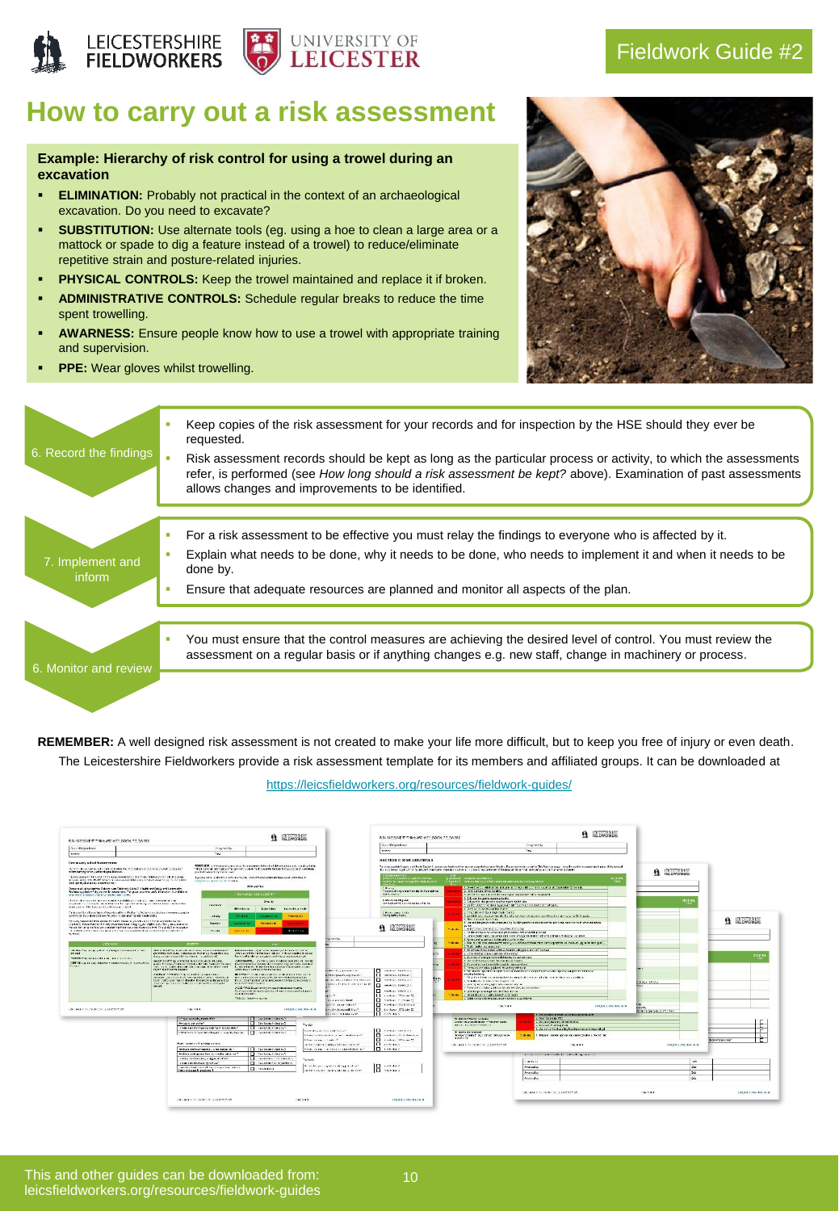LEICESTERSHIRE FIELDWORKERS

UNIVERSITY OF LEICESTER

Fieldwork Guide #2

# How to carry out a risk assessment

**Example: Hierarchy of risk control for using a trowel during an excavation**

- **ELIMINATION:** Probably not practical in the context of an archaeological excavation. Do you need to excavate?
- **SUBSTITUTION:** Use alternate tools (eg. using a hoe to clean a large area or a mattock or spade to dig a feature instead of a trowel) to reduce/eliminate repetitive strain and posture-related injuries.
- **PHYSICAL CONTROLS:** Keep the trowel maintained and replace it if broken.
- **ADMINISTRATIVE CONTROLS:** Schedule regular breaks to reduce the time spent trowelling.
- **AWARNESS:** Ensure people know how to use a trowel with appropriate training and supervision.
- **PPE:** Wear gloves whilst trowelling.

**6. Record the findings**

- Keep copies of the risk assessment for your records and for inspection by the HSE should they ever be requested.
- Risk assessment records should be kept as long as the particular process or activity, to which the assessments refer, is performed (see *How long should a risk assessment be kept?* above). Examination of past assessments allows changes and improvements to be identified.

**7. Implement and inform**

- For a risk assessment to be effective you must relay the findings to everyone who is affected by it.
- Explain what needs to be done, why it needs to be done, who needs to implement it and when it needs to be done by.
- Ensure that adequate resources are planned and monitor all aspects of the plan.

**6. Monitor and review**

- You must ensure that the control measures are achieving the desired level of control. You must review the assessment on a regular basis or if anything changes e.g. new staff, change in machinery or process.

**REMEMBER:** A well designed risk assessment is not created to make your life more difficult, but to keep you free of injury or even death. The Leicestershire Fieldworkers provide a risk assessment template for its members and affiliated groups. It can be downloaded at

https://leicsfieldworkers.org/resources/fieldwork-guides/

This and other guides can be downloaded from:
leicsfieldworkers.org/resources/fieldwork-guides